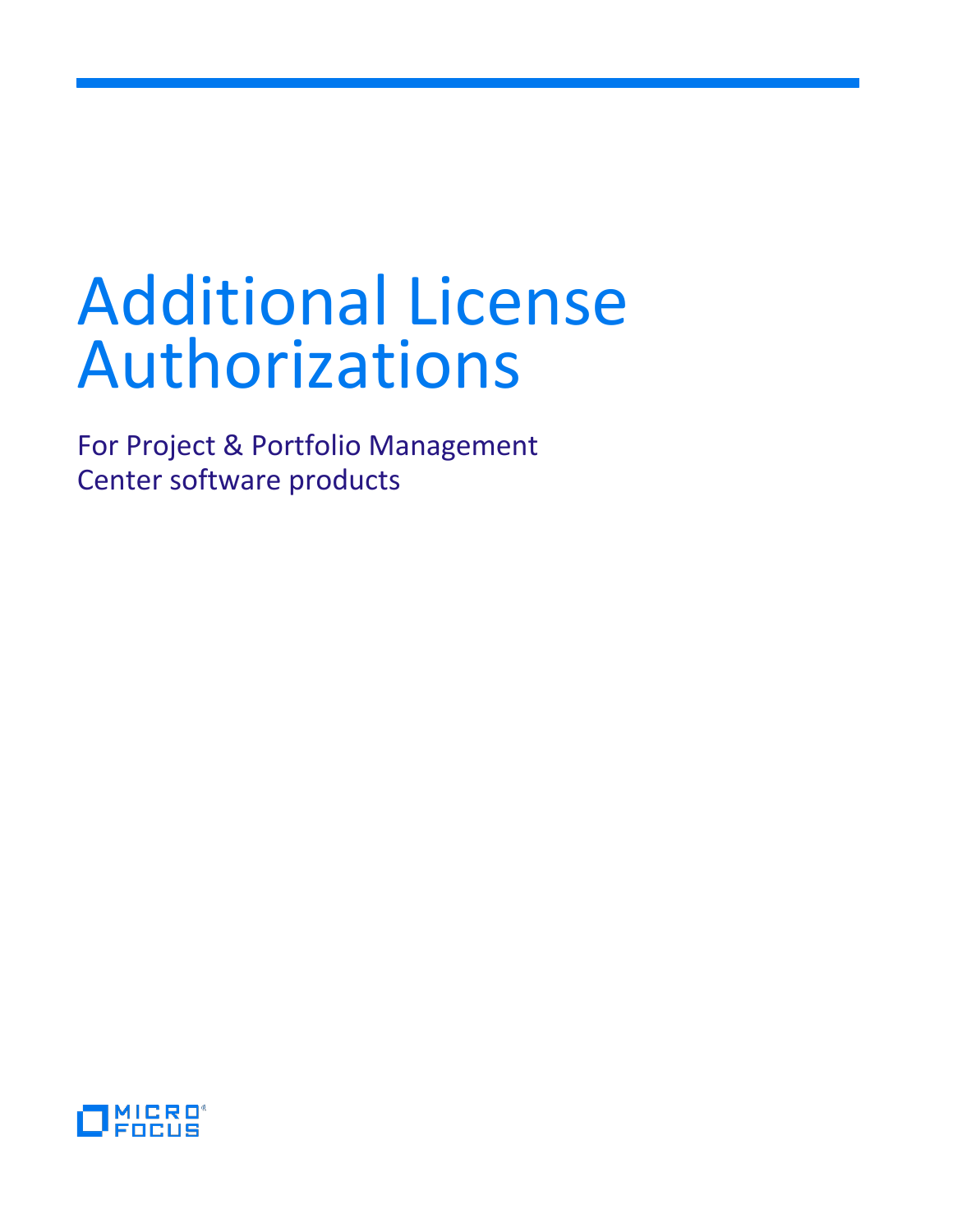# Additional License Authorizations

For Project & Portfolio Management Center software products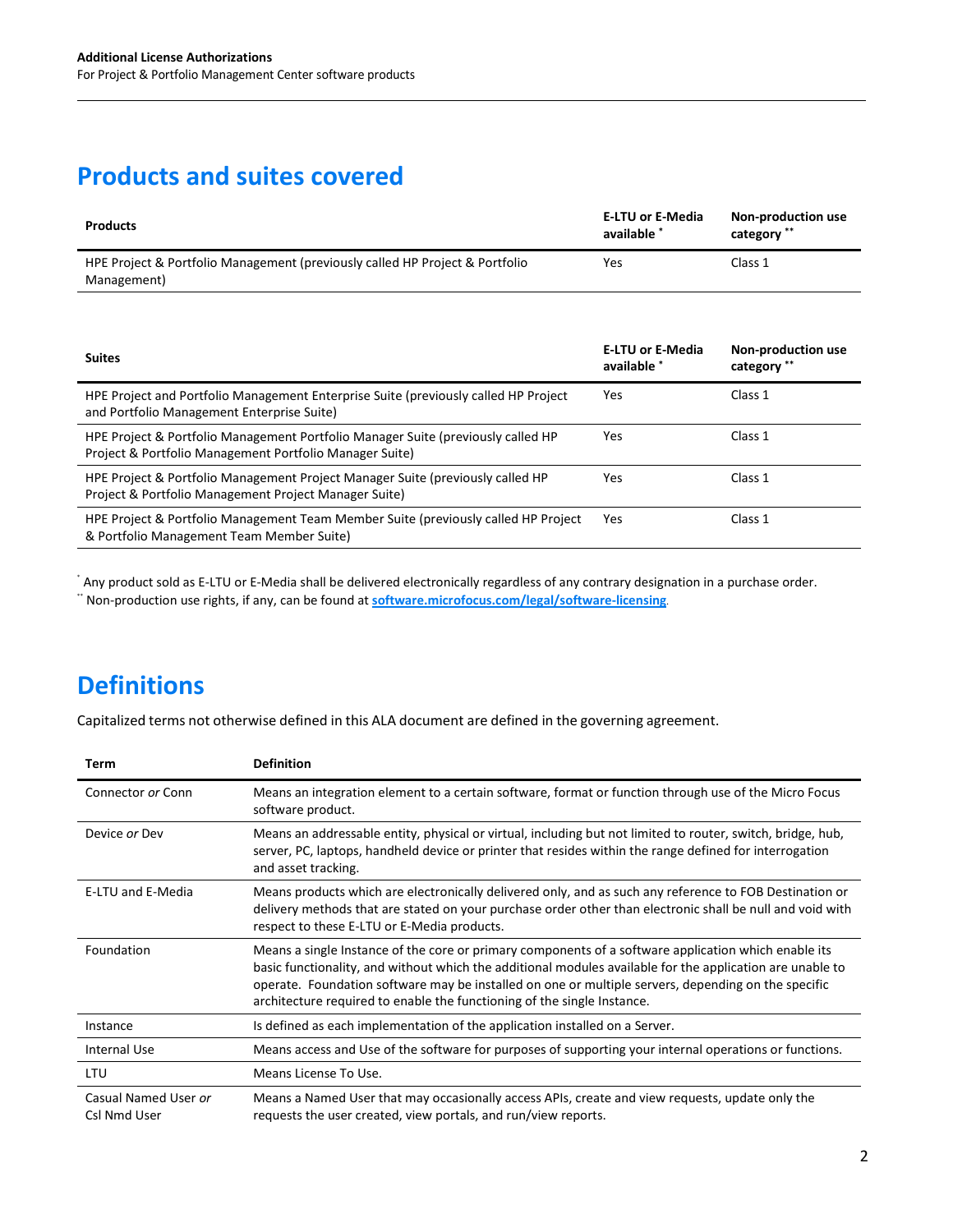## Products and suites covered

| Products | E-LTU or E-Media available * | Non-production use category ** |
|---|---|---|
| HPE Project & Portfolio Management (previously called HP Project & Portfolio Management) | Yes | Class 1 |

| Suites | E-LTU or E-Media available * | Non-production use category ** |
|---|---|---|
| HPE Project and Portfolio Management Enterprise Suite (previously called HP Project and Portfolio Management Enterprise Suite) | Yes | Class 1 |
| HPE Project & Portfolio Management Portfolio Manager Suite (previously called HP Project & Portfolio Management Portfolio Manager Suite) | Yes | Class 1 |
| HPE Project & Portfolio Management Project Manager Suite (previously called HP Project & Portfolio Management Project Manager Suite) | Yes | Class 1 |
| HPE Project & Portfolio Management Team Member Suite (previously called HP Project & Portfolio Management Team Member Suite) | Yes | Class 1 |

* Any product sold as E-LTU or E-Media shall be delivered electronically regardless of any contrary designation in a purchase order.
** Non-production use rights, if any, can be found at **software.microfocus.com/legal/software-licensing**.

## Definitions

Capitalized terms not otherwise defined in this ALA document are defined in the governing agreement.

| Term | Definition |
|---|---|
| Connector *or* Conn | Means an integration element to a certain software, format or function through use of the Micro Focus software product. |
| Device *or* Dev | Means an addressable entity, physical or virtual, including but not limited to router, switch, bridge, hub, server, PC, laptops, handheld device or printer that resides within the range defined for interrogation and asset tracking. |
| E-LTU and E-Media | Means products which are electronically delivered only, and as such any reference to FOB Destination or delivery methods that are stated on your purchase order other than electronic shall be null and void with respect to these E-LTU or E-Media products. |
| Foundation | Means a single Instance of the core or primary components of a software application which enable its basic functionality, and without which the additional modules available for the application are unable to operate. Foundation software may be installed on one or multiple servers, depending on the specific architecture required to enable the functioning of the single Instance. |
| Instance | Is defined as each implementation of the application installed on a Server. |
| Internal Use | Means access and Use of the software for purposes of supporting your internal operations or functions. |
| LTU | Means License To Use. |
| Casual Named User *or* Csl Nmd User | Means a Named User that may occasionally access APIs, create and view requests, update only the requests the user created, view portals, and run/view reports. |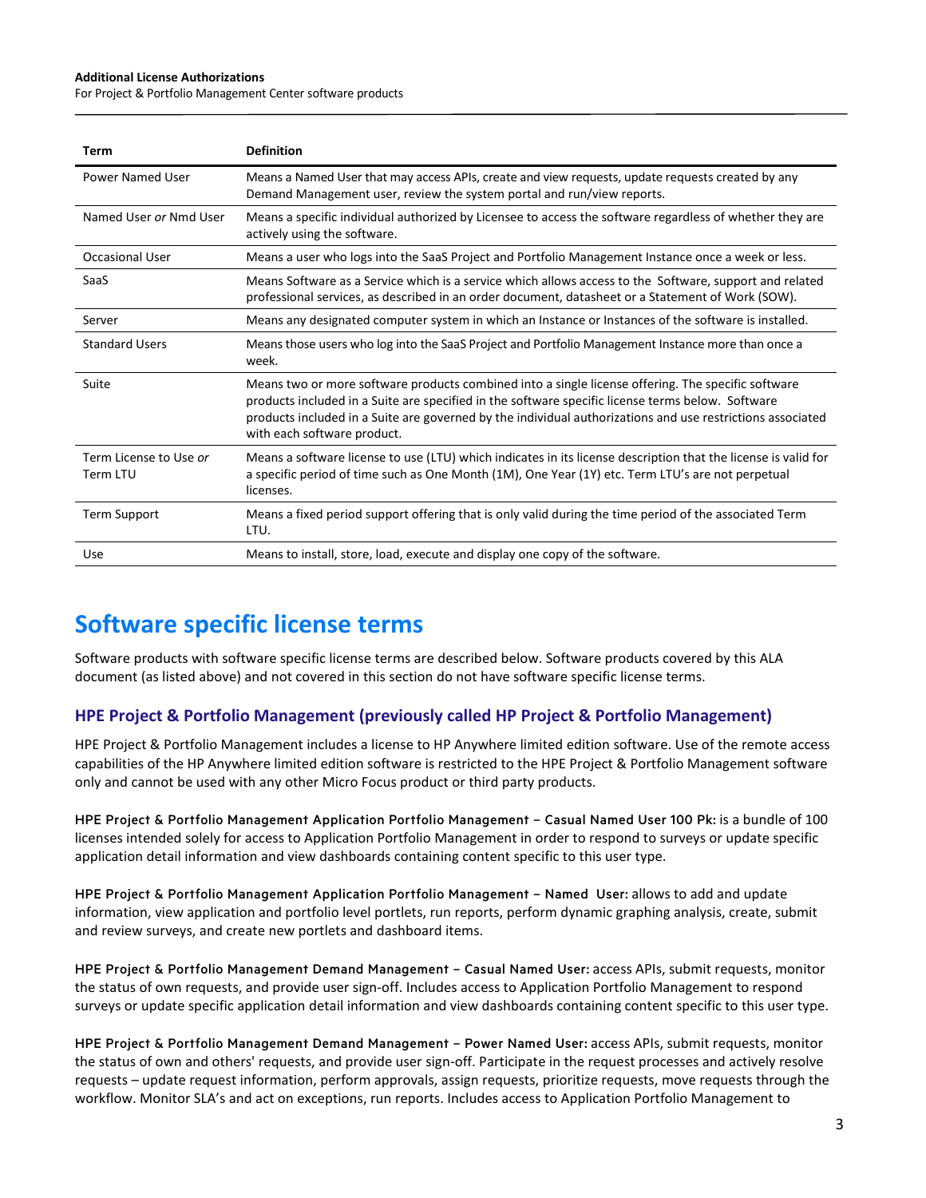| Term | Definition |
| --- | --- |
| Power Named User | Means a Named User that may access APIs, create and view requests, update requests created by any Demand Management user, review the system portal and run/view reports. |
| Named User *or* Nmd User | Means a specific individual authorized by Licensee to access the software regardless of whether they are actively using the software. |
| Occasional User | Means a user who logs into the SaaS Project and Portfolio Management Instance once a week or less. |
| SaaS | Means Software as a Service which is a service which allows access to the Software, support and related professional services, as described in an order document, datasheet or a Statement of Work (SOW). |
| Server | Means any designated computer system in which an Instance or Instances of the software is installed. |
| Standard Users | Means those users who log into the SaaS Project and Portfolio Management Instance more than once a week. |
| Suite | Means two or more software products combined into a single license offering. The specific software products included in a Suite are specified in the software specific license terms below. Software products included in a Suite are governed by the individual authorizations and use restrictions associated with each software product. |
| Term License to Use *or* Term LTU | Means a software license to use (LTU) which indicates in its license description that the license is valid for a specific period of time such as One Month (1M), One Year (1Y) etc. Term LTU's are not perpetual licenses. |
| Term Support | Means a fixed period support offering that is only valid during the time period of the associated Term LTU. |
| Use | Means to install, store, load, execute and display one copy of the software. |

# Software specific license terms

Software products with software specific license terms are described below. Software products covered by this ALA document (as listed above) and not covered in this section do not have software specific license terms.

## HPE Project & Portfolio Management (previously called HP Project & Portfolio Management)

HPE Project & Portfolio Management includes a license to HP Anywhere limited edition software. Use of the remote access capabilities of the HP Anywhere limited edition software is restricted to the HPE Project & Portfolio Management software only and cannot be used with any other Micro Focus product or third party products.

**HPE Project & Portfolio Management Application Portfolio Management – Casual Named User 100 Pk:** is a bundle of 100 licenses intended solely for access to Application Portfolio Management in order to respond to surveys or update specific application detail information and view dashboards containing content specific to this user type.

**HPE Project & Portfolio Management Application Portfolio Management – Named User:** allows to add and update information, view application and portfolio level portlets, run reports, perform dynamic graphing analysis, create, submit and review surveys, and create new portlets and dashboard items.

**HPE Project & Portfolio Management Demand Management – Casual Named User:** access APIs, submit requests, monitor the status of own requests, and provide user sign-off. Includes access to Application Portfolio Management to respond surveys or update specific application detail information and view dashboards containing content specific to this user type.

**HPE Project & Portfolio Management Demand Management – Power Named User:** access APIs, submit requests, monitor the status of own and others' requests, and provide user sign-off. Participate in the request processes and actively resolve requests – update request information, perform approvals, assign requests, prioritize requests, move requests through the workflow. Monitor SLA's and act on exceptions, run reports. Includes access to Application Portfolio Management to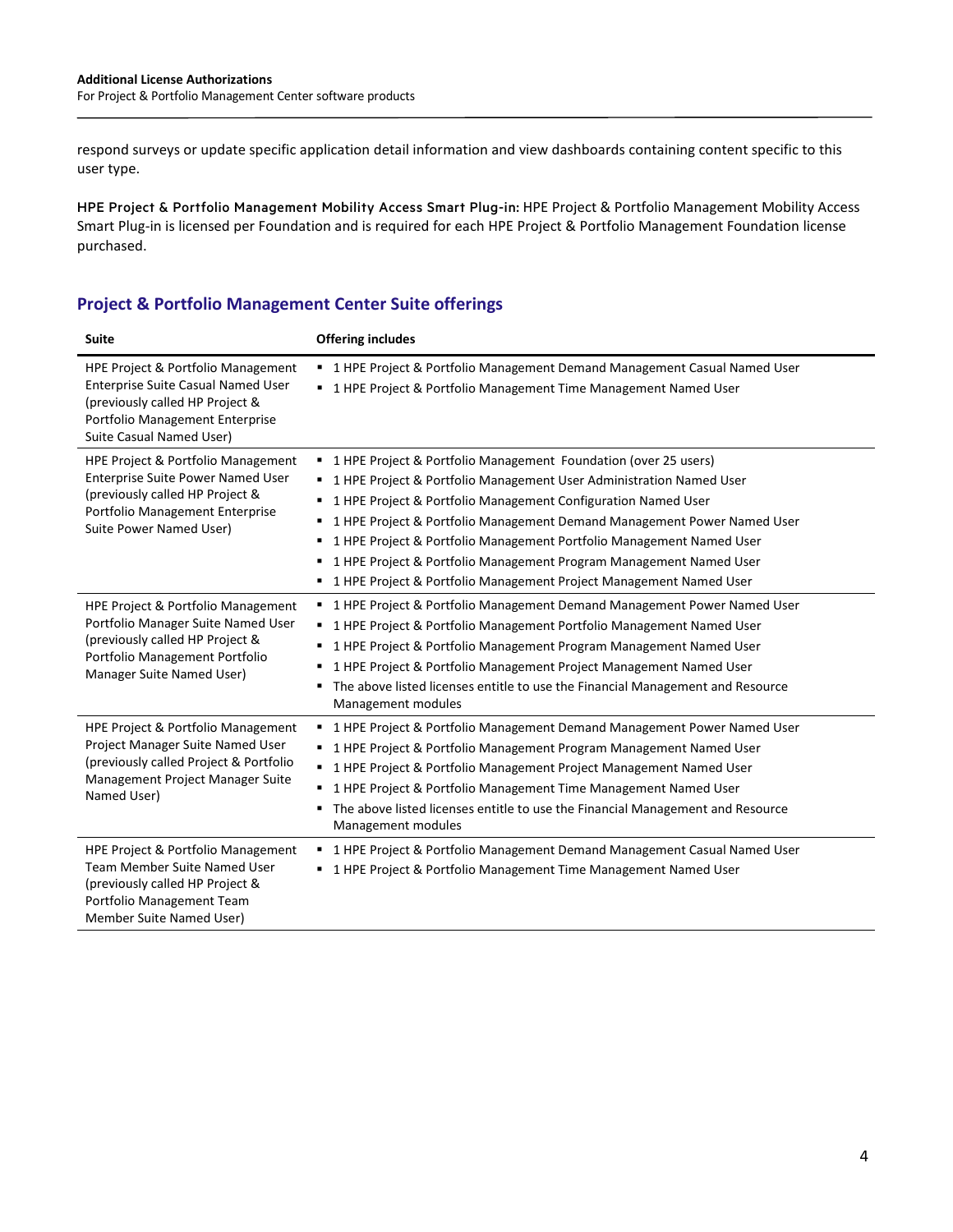respond surveys or update specific application detail information and view dashboards containing content specific to this user type.

**HPE Project & Portfolio Management Mobility Access Smart Plug-in:** HPE Project & Portfolio Management Mobility Access Smart Plug-in is licensed per Foundation and is required for each HPE Project & Portfolio Management Foundation license purchased.

## Project & Portfolio Management Center Suite offerings

| Suite | Offering includes |
|---|---|
| HPE Project & Portfolio Management Enterprise Suite Casual Named User (previously called HP Project & Portfolio Management Enterprise Suite Casual Named User) | ▪ 1 HPE Project & Portfolio Management Demand Management Casual Named User<br>▪ 1 HPE Project & Portfolio Management Time Management Named User |
| HPE Project & Portfolio Management Enterprise Suite Power Named User (previously called HP Project & Portfolio Management Enterprise Suite Power Named User) | ▪ 1 HPE Project & Portfolio Management Foundation (over 25 users)<br>▪ 1 HPE Project & Portfolio Management User Administration Named User<br>▪ 1 HPE Project & Portfolio Management Configuration Named User<br>▪ 1 HPE Project & Portfolio Management Demand Management Power Named User<br>▪ 1 HPE Project & Portfolio Management Portfolio Management Named User<br>▪ 1 HPE Project & Portfolio Management Program Management Named User<br>▪ 1 HPE Project & Portfolio Management Project Management Named User |
| HPE Project & Portfolio Management Portfolio Manager Suite Named User (previously called HP Project & Portfolio Management Portfolio Manager Suite Named User) | ▪ 1 HPE Project & Portfolio Management Demand Management Power Named User<br>▪ 1 HPE Project & Portfolio Management Portfolio Management Named User<br>▪ 1 HPE Project & Portfolio Management Program Management Named User<br>▪ 1 HPE Project & Portfolio Management Project Management Named User<br>▪ The above listed licenses entitle to use the Financial Management and Resource Management modules |
| HPE Project & Portfolio Management Project Manager Suite Named User (previously called Project & Portfolio Management Project Manager Suite Named User) | ▪ 1 HPE Project & Portfolio Management Demand Management Power Named User<br>▪ 1 HPE Project & Portfolio Management Program Management Named User<br>▪ 1 HPE Project & Portfolio Management Project Management Named User<br>▪ 1 HPE Project & Portfolio Management Time Management Named User<br>▪ The above listed licenses entitle to use the Financial Management and Resource Management modules |
| HPE Project & Portfolio Management Team Member Suite Named User (previously called HP Project & Portfolio Management Team Member Suite Named User) | ▪ 1 HPE Project & Portfolio Management Demand Management Casual Named User<br>▪ 1 HPE Project & Portfolio Management Time Management Named User |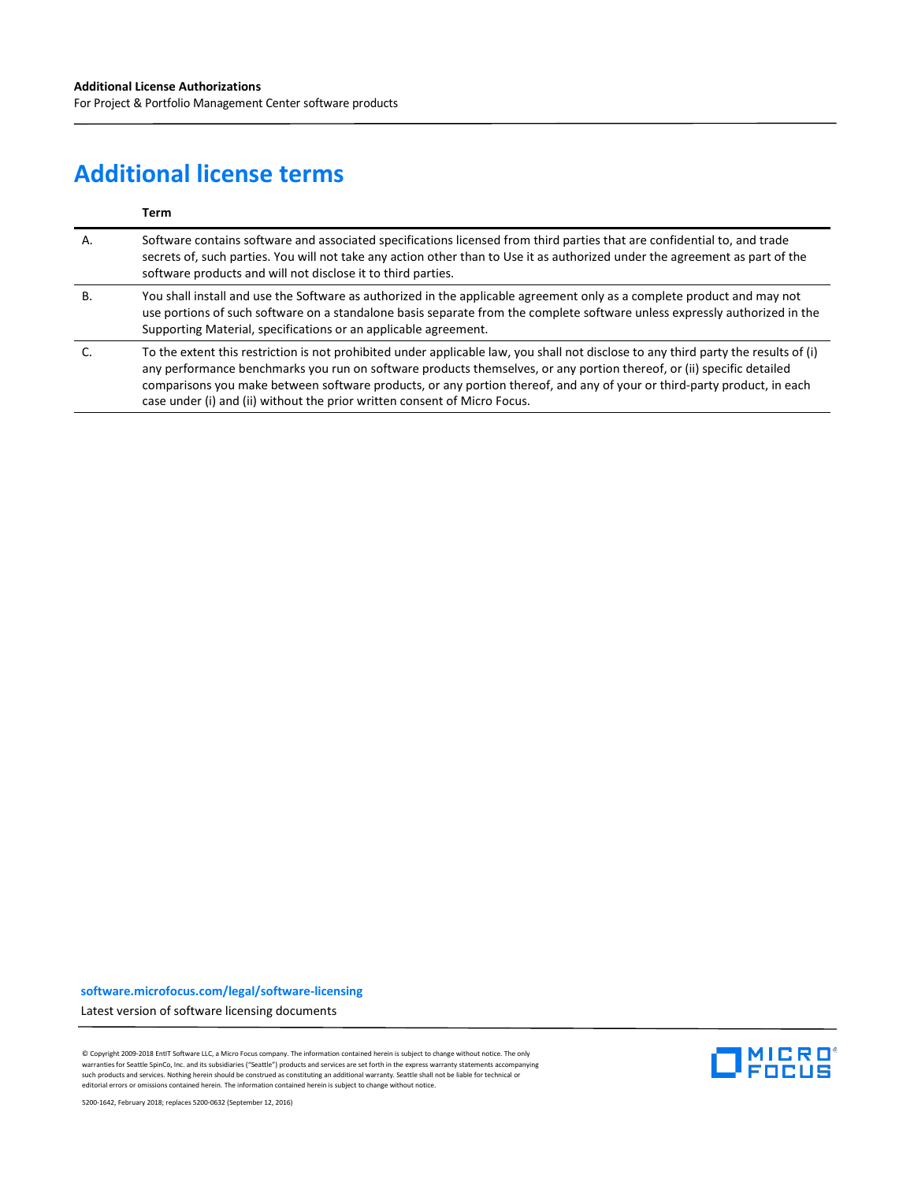## Additional license terms

| | Term |
|---|---|
| A. | Software contains software and associated specifications licensed from third parties that are confidential to, and trade secrets of, such parties. You will not take any action other than to Use it as authorized under the agreement as part of the software products and will not disclose it to third parties. |
| B. | You shall install and use the Software as authorized in the applicable agreement only as a complete product and may not use portions of such software on a standalone basis separate from the complete software unless expressly authorized in the Supporting Material, specifications or an applicable agreement. |
| C. | To the extent this restriction is not prohibited under applicable law, you shall not disclose to any third party the results of (i) any performance benchmarks you run on software products themselves, or any portion thereof, or (ii) specific detailed comparisons you make between software products, or any portion thereof, and any of your or third-party product, in each case under (i) and (ii) without the prior written consent of Micro Focus. |

**software.microfocus.com/legal/software-licensing**

Latest version of software licensing documents

© Copyright 2009-2018 EntIT Software LLC, a Micro Focus company. The information contained herein is subject to change without notice. The only warranties for Seattle SpinCo, Inc. and its subsidiaries ("Seattle") products and services are set forth in the express warranty statements accompanying such products and services. Nothing herein should be construed as constituting an additional warranty. Seattle shall not be liable for technical or editorial errors or omissions contained herein. The information contained herein is subject to change without notice.

5200-1642, February 2018; replaces 5200-0632 (September 12, 2016)